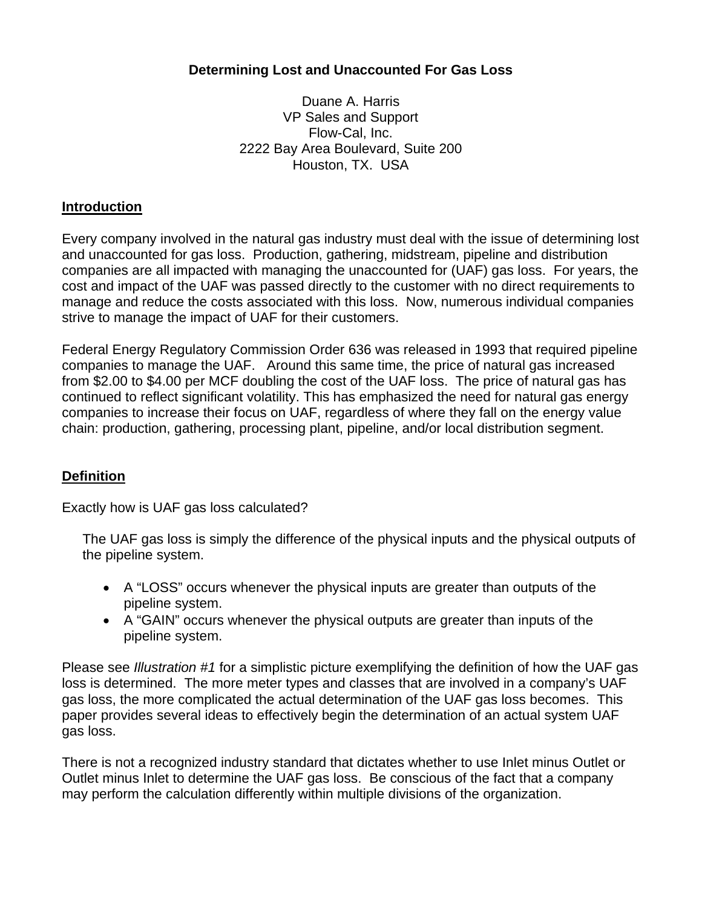# Determining Lost and Unaccounted For Gas Loss

Duane A. Harris
VP Sales and Support
Flow-Cal, Inc.
2222 Bay Area Boulevard, Suite 200
Houston, TX. USA

## Introduction

Every company involved in the natural gas industry must deal with the issue of determining lost and unaccounted for gas loss. Production, gathering, midstream, pipeline and distribution companies are all impacted with managing the unaccounted for (UAF) gas loss. For years, the cost and impact of the UAF was passed directly to the customer with no direct requirements to manage and reduce the costs associated with this loss. Now, numerous individual companies strive to manage the impact of UAF for their customers.

Federal Energy Regulatory Commission Order 636 was released in 1993 that required pipeline companies to manage the UAF. Around this same time, the price of natural gas increased from $2.00 to $4.00 per MCF doubling the cost of the UAF loss. The price of natural gas has continued to reflect significant volatility. This has emphasized the need for natural gas energy companies to increase their focus on UAF, regardless of where they fall on the energy value chain: production, gathering, processing plant, pipeline, and/or local distribution segment.

## Definition

Exactly how is UAF gas loss calculated?

> The UAF gas loss is simply the difference of the physical inputs and the physical outputs of the pipeline system.
>
> - A "LOSS" occurs whenever the physical inputs are greater than outputs of the pipeline system.
> - A "GAIN" occurs whenever the physical outputs are greater than inputs of the pipeline system.

Please see *Illustration #1* for a simplistic picture exemplifying the definition of how the UAF gas loss is determined. The more meter types and classes that are involved in a company's UAF gas loss, the more complicated the actual determination of the UAF gas loss becomes. This paper provides several ideas to effectively begin the determination of an actual system UAF gas loss.

There is not a recognized industry standard that dictates whether to use Inlet minus Outlet or Outlet minus Inlet to determine the UAF gas loss. Be conscious of the fact that a company may perform the calculation differently within multiple divisions of the organization.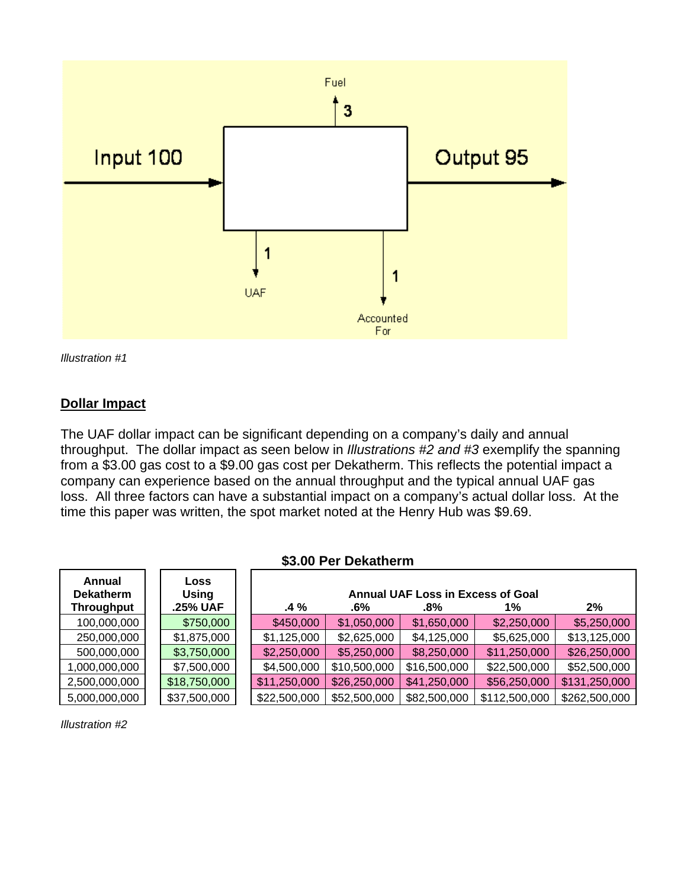*Illustration #1*

## Dollar Impact

The UAF dollar impact can be significant depending on a company's daily and annual throughput. The dollar impact as seen below in *Illustrations #2 and #3* exemplify the spanning from a $3.00 gas cost to a $9.00 gas cost per Dekatherm. This reflects the potential impact a company can experience based on the annual throughput and the typical annual UAF gas loss. All three factors can have a substantial impact on a company's actual dollar loss. At the time this paper was written, the spot market noted at the Henry Hub was $9.69.

**$3.00 Per Dekatherm**

| Annual Dekatherm Throughput | Loss Using .25% UAF | Annual UAF Loss in Excess of Goal | | | | |
|---|---|---|---|---|---|---|
| | | .4 % | .6% | .8% | 1% | 2% |
| 100,000,000 | $750,000 | $450,000 | $1,050,000 | $1,650,000 | $2,250,000 | $5,250,000 |
| 250,000,000 | $1,875,000 | $1,125,000 | $2,625,000 | $4,125,000 | $5,625,000 | $13,125,000 |
| 500,000,000 | $3,750,000 | $2,250,000 | $5,250,000 | $8,250,000 | $11,250,000 | $26,250,000 |
| 1,000,000,000 | $7,500,000 | $4,500,000 | $10,500,000 | $16,500,000 | $22,500,000 | $52,500,000 |
| 2,500,000,000 | $18,750,000 | $11,250,000 | $26,250,000 | $41,250,000 | $56,250,000 | $131,250,000 |
| 5,000,000,000 | $37,500,000 | $22,500,000 | $52,500,000 | $82,500,000 | $112,500,000 | $262,500,000 |

*Illustration #2*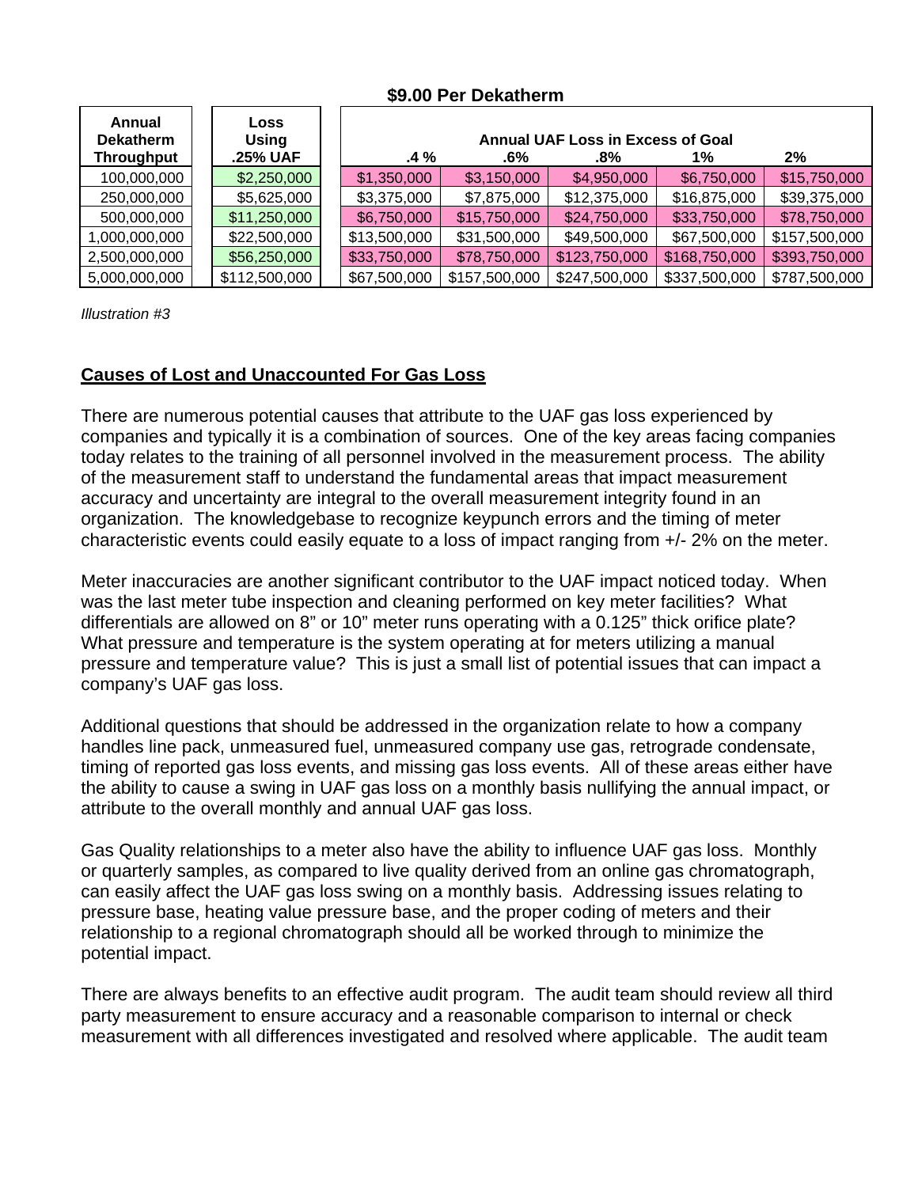**$9.00 Per Dekatherm**

| Annual Dekatherm Throughput | Loss Using .25% UAF | Annual UAF Loss in Excess of Goal .4 % | .6% | .8% | 1% | 2% |
|---|---|---|---|---|---|---|
| 100,000,000 | $2,250,000 | $1,350,000 | $3,150,000 | $4,950,000 | $6,750,000 | $15,750,000 |
| 250,000,000 | $5,625,000 | $3,375,000 | $7,875,000 | $12,375,000 | $16,875,000 | $39,375,000 |
| 500,000,000 | $11,250,000 | $6,750,000 | $15,750,000 | $24,750,000 | $33,750,000 | $78,750,000 |
| 1,000,000,000 | $22,500,000 | $13,500,000 | $31,500,000 | $49,500,000 | $67,500,000 | $157,500,000 |
| 2,500,000,000 | $56,250,000 | $33,750,000 | $78,750,000 | $123,750,000 | $168,750,000 | $393,750,000 |
| 5,000,000,000 | $112,500,000 | $67,500,000 | $157,500,000 | $247,500,000 | $337,500,000 | $787,500,000 |

*Illustration #3*

## Causes of Lost and Unaccounted For Gas Loss

There are numerous potential causes that attribute to the UAF gas loss experienced by companies and typically it is a combination of sources. One of the key areas facing companies today relates to the training of all personnel involved in the measurement process. The ability of the measurement staff to understand the fundamental areas that impact measurement accuracy and uncertainty are integral to the overall measurement integrity found in an organization. The knowledgebase to recognize keypunch errors and the timing of meter characteristic events could easily equate to a loss of impact ranging from +/- 2% on the meter.

Meter inaccuracies are another significant contributor to the UAF impact noticed today. When was the last meter tube inspection and cleaning performed on key meter facilities? What differentials are allowed on 8" or 10" meter runs operating with a 0.125" thick orifice plate? What pressure and temperature is the system operating at for meters utilizing a manual pressure and temperature value? This is just a small list of potential issues that can impact a company's UAF gas loss.

Additional questions that should be addressed in the organization relate to how a company handles line pack, unmeasured fuel, unmeasured company use gas, retrograde condensate, timing of reported gas loss events, and missing gas loss events. All of these areas either have the ability to cause a swing in UAF gas loss on a monthly basis nullifying the annual impact, or attribute to the overall monthly and annual UAF gas loss.

Gas Quality relationships to a meter also have the ability to influence UAF gas loss. Monthly or quarterly samples, as compared to live quality derived from an online gas chromatograph, can easily affect the UAF gas loss swing on a monthly basis. Addressing issues relating to pressure base, heating value pressure base, and the proper coding of meters and their relationship to a regional chromatograph should all be worked through to minimize the potential impact.

There are always benefits to an effective audit program. The audit team should review all third party measurement to ensure accuracy and a reasonable comparison to internal or check measurement with all differences investigated and resolved where applicable. The audit team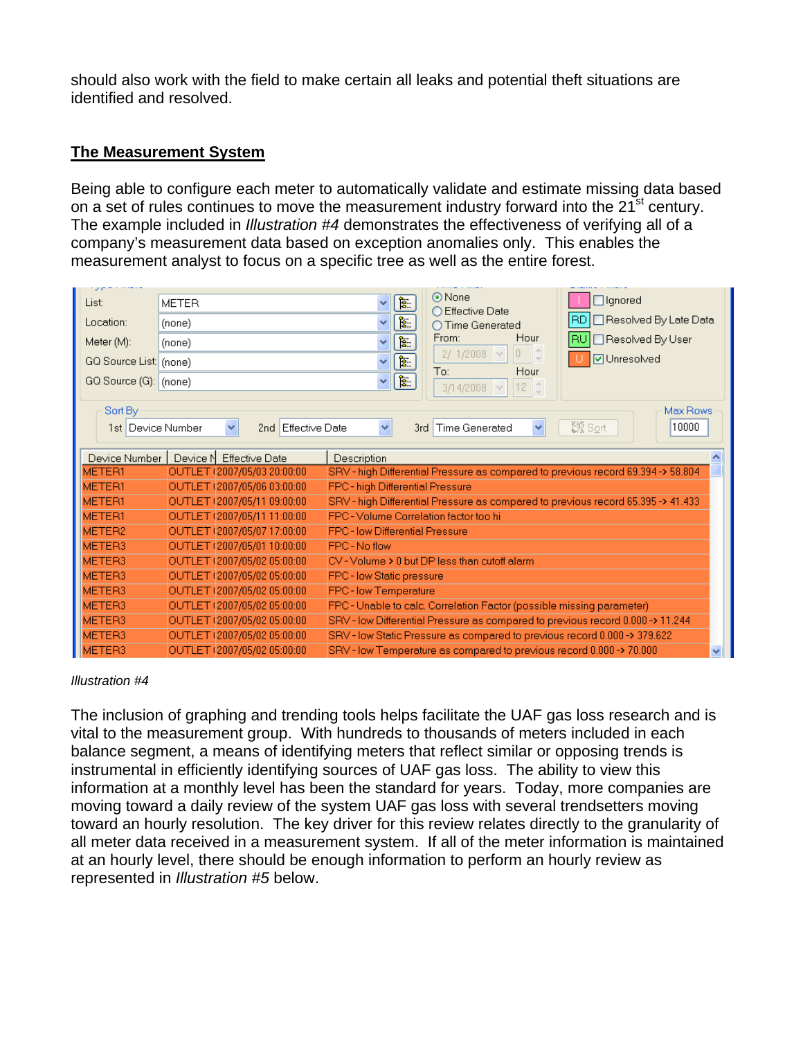should also work with the field to make certain all leaks and potential theft situations are identified and resolved.

## The Measurement System

Being able to configure each meter to automatically validate and estimate missing data based on a set of rules continues to move the measurement industry forward into the 21st century. The example included in *Illustration #4* demonstrates the effectiveness of verifying all of a company's measurement data based on exception anomalies only. This enables the measurement analyst to focus on a specific tree as well as the entire forest.

| Device Number | Device N | Effective Date | Description |
|---|---|---|---|
| METER1 | OUTLET ( | 2007/05/03 20:00:00 | SRV - high Differential Pressure as compared to previous record 69.394 -> 58.804 |
| METER1 | OUTLET ( | 2007/05/06 03:00:00 | FPC - high Differential Pressure |
| METER1 | OUTLET ( | 2007/05/11 09:00:00 | SRV - high Differential Pressure as compared to previous record 65.395 -> 41.433 |
| METER1 | OUTLET ( | 2007/05/11 11:00:00 | FPC - Volume Correlation factor too hi |
| METER2 | OUTLET ( | 2007/05/07 17:00:00 | FPC - low Differential Pressure |
| METER3 | OUTLET ( | 2007/05/01 10:00:00 | FPC - No flow |
| METER3 | OUTLET ( | 2007/05/02 05:00:00 | CV - Volume > 0 but DP less than cutoff alarm |
| METER3 | OUTLET ( | 2007/05/02 05:00:00 | FPC - low Static pressure |
| METER3 | OUTLET ( | 2007/05/02 05:00:00 | FPC - low Temperature |
| METER3 | OUTLET ( | 2007/05/02 05:00:00 | FPC - Unable to calc. Correlation Factor (possible missing parameter) |
| METER3 | OUTLET ( | 2007/05/02 05:00:00 | SRV - low Differential Pressure as compared to previous record 0.000 -> 11.244 |
| METER3 | OUTLET ( | 2007/05/02 05:00:00 | SRV - low Static Pressure as compared to previous record 0.000 -> 379.622 |
| METER3 | OUTLET ( | 2007/05/02 05:00:00 | SRV - low Temperature as compared to previous record 0.000 -> 70.000 |

*Illustration #4*

The inclusion of graphing and trending tools helps facilitate the UAF gas loss research and is vital to the measurement group. With hundreds to thousands of meters included in each balance segment, a means of identifying meters that reflect similar or opposing trends is instrumental in efficiently identifying sources of UAF gas loss. The ability to view this information at a monthly level has been the standard for years. Today, more companies are moving toward a daily review of the system UAF gas loss with several trendsetters moving toward an hourly resolution. The key driver for this review relates directly to the granularity of all meter data received in a measurement system. If all of the meter information is maintained at an hourly level, there should be enough information to perform an hourly review as represented in *Illustration #5* below.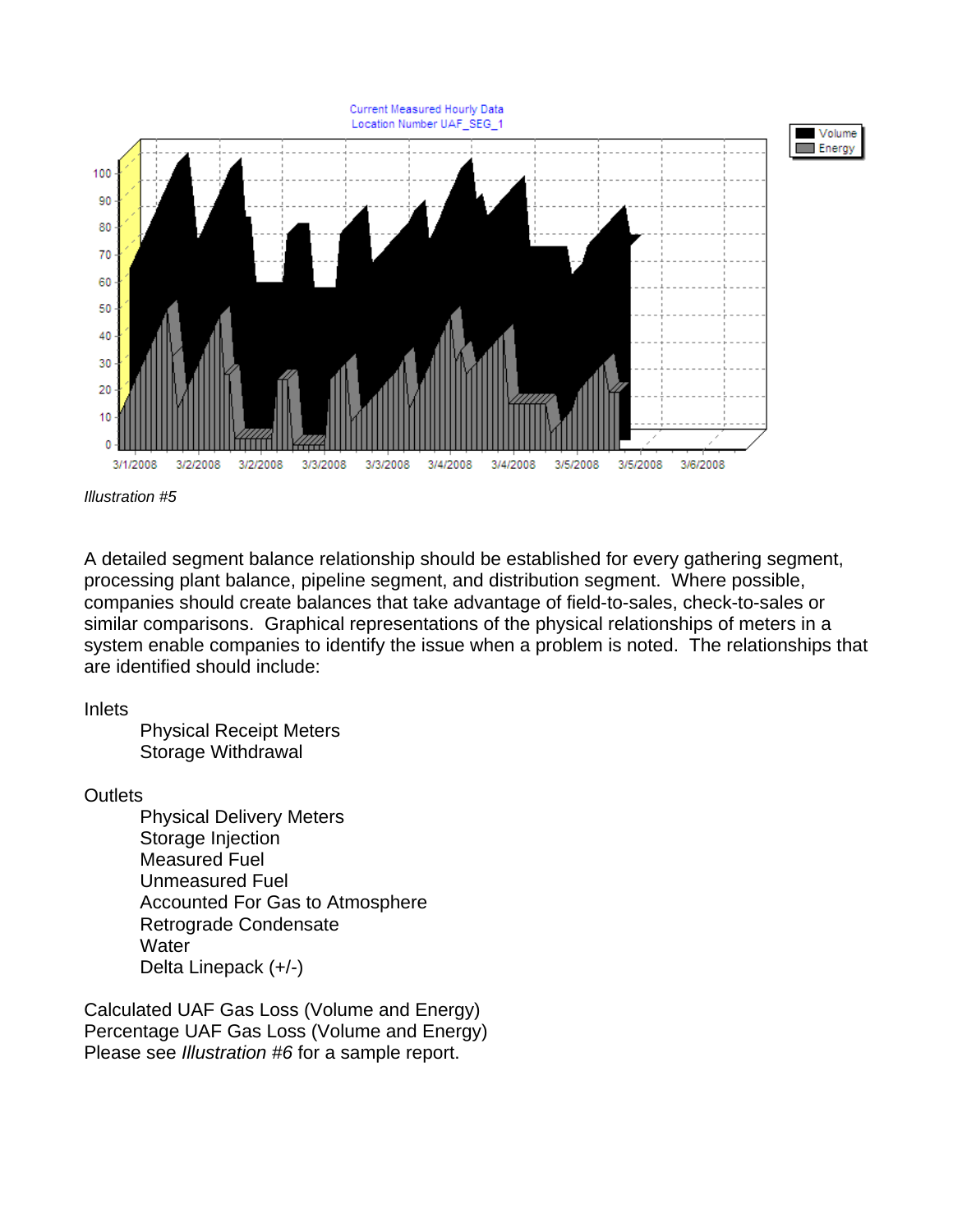*Illustration #5*

A detailed segment balance relationship should be established for every gathering segment, processing plant balance, pipeline segment, and distribution segment. Where possible, companies should create balances that take advantage of field-to-sales, check-to-sales or similar comparisons. Graphical representations of the physical relationships of meters in a system enable companies to identify the issue when a problem is noted. The relationships that are identified should include:

Inlets

- Physical Receipt Meters
- Storage Withdrawal

Outlets

- Physical Delivery Meters
- Storage Injection
- Measured Fuel
- Unmeasured Fuel
- Accounted For Gas to Atmosphere
- Retrograde Condensate
- Water
- Delta Linepack (+/-)

Calculated UAF Gas Loss (Volume and Energy)
Percentage UAF Gas Loss (Volume and Energy)
Please see *Illustration #6* for a sample report.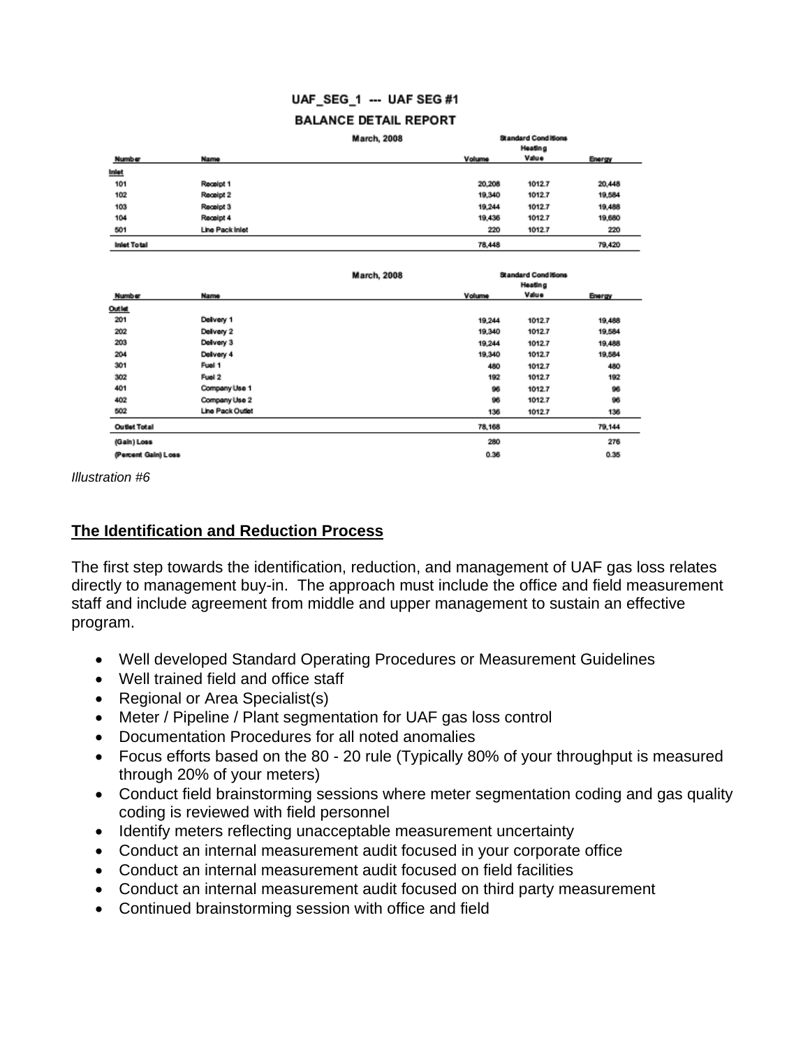**UAF_SEG_1 --- UAF SEG #1**

**BALANCE DETAIL REPORT**

| Number | Name | Volume | Heating Value | Energy |
|---|---|---|---|---|
| | **March, 2008** | | **Standard Conditions** | |
| **Inlet** | | | | |
| 101 | Receipt 1 | 20,208 | 1012.7 | 20,448 |
| 102 | Receipt 2 | 19,340 | 1012.7 | 19,584 |
| 103 | Receipt 3 | 19,244 | 1012.7 | 19,488 |
| 104 | Receipt 4 | 19,436 | 1012.7 | 19,680 |
| 501 | Line Pack Inlet | 220 | 1012.7 | 220 |
| **Inlet Total** | | 78,448 | | 79,420 |

| Number | Name | Volume | Heating Value | Energy |
|---|---|---|---|---|
| | **March, 2008** | | **Standard Conditions** | |
| **Outlet** | | | | |
| 201 | Delivery 1 | 19,244 | 1012.7 | 19,488 |
| 202 | Delivery 2 | 19,340 | 1012.7 | 19,584 |
| 203 | Delivery 3 | 19,244 | 1012.7 | 19,488 |
| 204 | Delivery 4 | 19,340 | 1012.7 | 19,584 |
| 301 | Fuel 1 | 480 | 1012.7 | 480 |
| 302 | Fuel 2 | 192 | 1012.7 | 192 |
| 401 | Company Use 1 | 96 | 1012.7 | 96 |
| 402 | Company Use 2 | 96 | 1012.7 | 96 |
| 502 | Line Pack Outlet | 136 | 1012.7 | 136 |
| **Outlet Total** | | 78,168 | | 79,144 |
| **(Gain) Loss** | | 280 | | 276 |
| **(Percent Gain) Loss** | | 0.36 | | 0.35 |

*Illustration #6*

## The Identification and Reduction Process

The first step towards the identification, reduction, and management of UAF gas loss relates directly to management buy-in. The approach must include the office and field measurement staff and include agreement from middle and upper management to sustain an effective program.

- Well developed Standard Operating Procedures or Measurement Guidelines
- Well trained field and office staff
- Regional or Area Specialist(s)
- Meter / Pipeline / Plant segmentation for UAF gas loss control
- Documentation Procedures for all noted anomalies
- Focus efforts based on the 80 - 20 rule (Typically 80% of your throughput is measured through 20% of your meters)
- Conduct field brainstorming sessions where meter segmentation coding and gas quality coding is reviewed with field personnel
- Identify meters reflecting unacceptable measurement uncertainty
- Conduct an internal measurement audit focused in your corporate office
- Conduct an internal measurement audit focused on field facilities
- Conduct an internal measurement audit focused on third party measurement
- Continued brainstorming session with office and field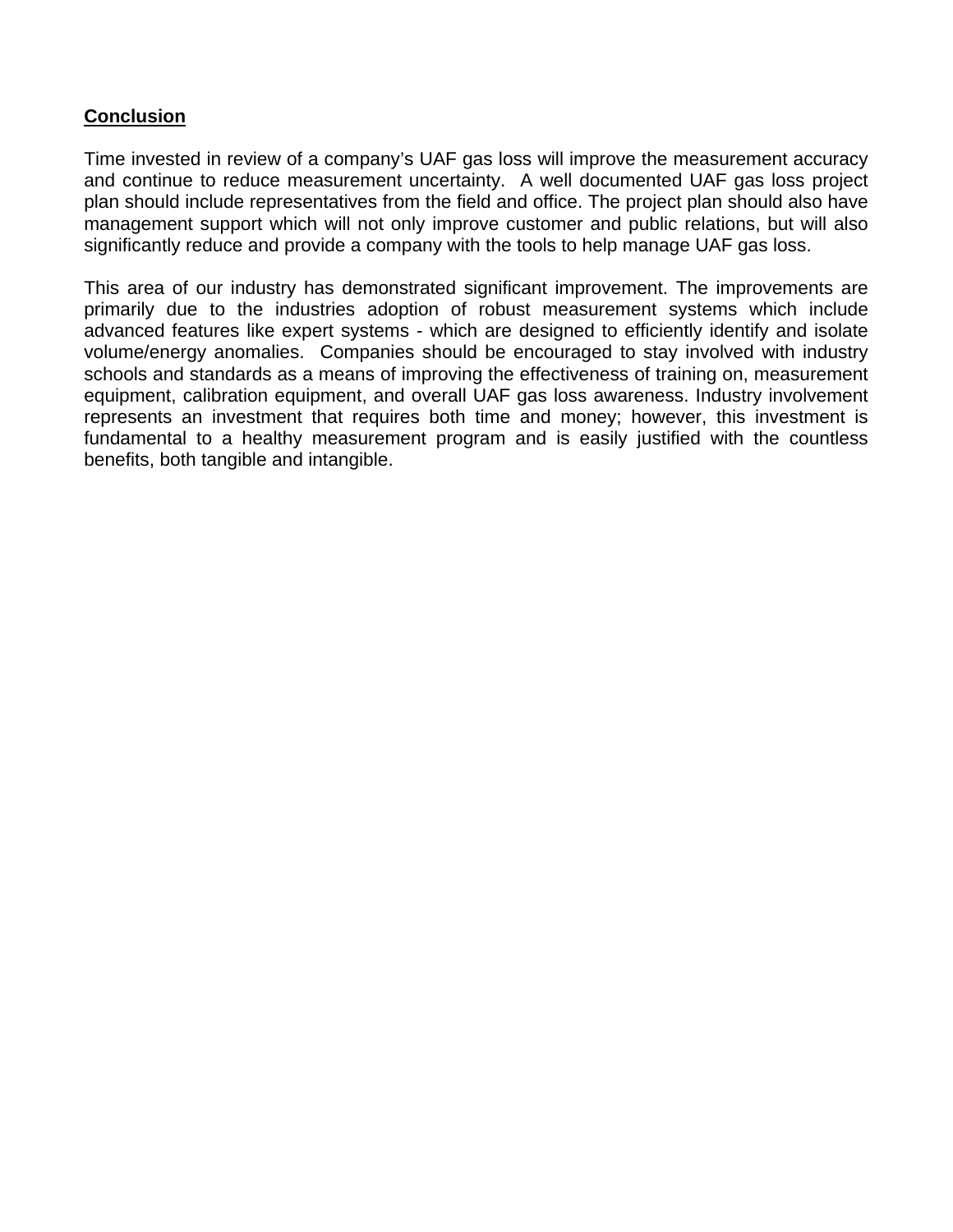## Conclusion

Time invested in review of a company's UAF gas loss will improve the measurement accuracy and continue to reduce measurement uncertainty. A well documented UAF gas loss project plan should include representatives from the field and office. The project plan should also have management support which will not only improve customer and public relations, but will also significantly reduce and provide a company with the tools to help manage UAF gas loss.

This area of our industry has demonstrated significant improvement. The improvements are primarily due to the industries adoption of robust measurement systems which include advanced features like expert systems - which are designed to efficiently identify and isolate volume/energy anomalies. Companies should be encouraged to stay involved with industry schools and standards as a means of improving the effectiveness of training on, measurement equipment, calibration equipment, and overall UAF gas loss awareness. Industry involvement represents an investment that requires both time and money; however, this investment is fundamental to a healthy measurement program and is easily justified with the countless benefits, both tangible and intangible.